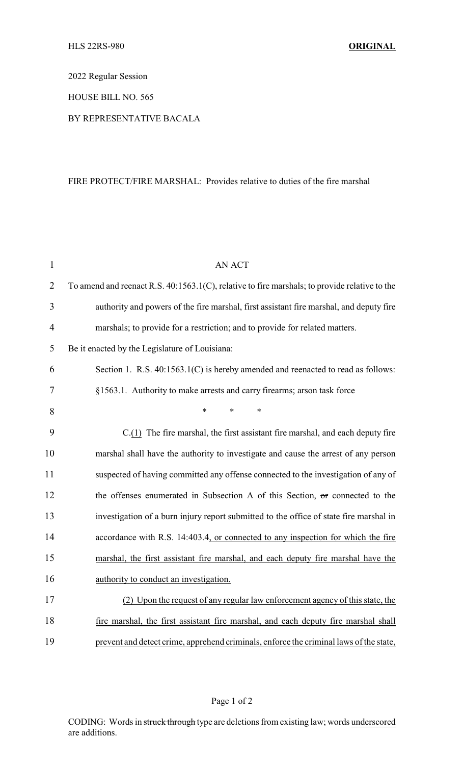HLS 22RS-980 **ORIGINAL**

2022 Regular Session

HOUSE BILL NO. 565

BY REPRESENTATIVE BACALA

FIRE PROTECT/FIRE MARSHAL: Provides relative to duties of the fire marshal

AN ACT

To amend and reenact R.S. 40:1563.1(C), relative to fire marshals; to provide relative to the authority and powers of the fire marshal, first assistant fire marshal, and deputy fire marshals; to provide for a restriction; and to provide for related matters.

Be it enacted by the Legislature of Louisiana:

Section 1. R.S. 40:1563.1(C) is hereby amended and reenacted to read as follows:

§1563.1. Authority to make arrests and carry firearms; arson task force

\* \* \*

C.<u>(1)</u> The fire marshal, the first assistant fire marshal, and each deputy fire marshal shall have the authority to investigate and cause the arrest of any person suspected of having committed any offense connected to the investigation of any of the offenses enumerated in Subsection A of this Section, ~~or~~ connected to the investigation of a burn injury report submitted to the office of state fire marshal in accordance with R.S. 14:403.4<u>, or connected to any inspection for which the fire marshal, the first assistant fire marshal, and each deputy fire marshal have the authority to conduct an investigation.</u>

<u>(2) Upon the request of any regular law enforcement agency of this state, the fire marshal, the first assistant fire marshal, and each deputy fire marshal shall prevent and detect crime, apprehend criminals, enforce the criminal laws of the state,</u>

CODING: Words in ~~struck through~~ type are deletions from existing law; words <u>underscored</u> are additions.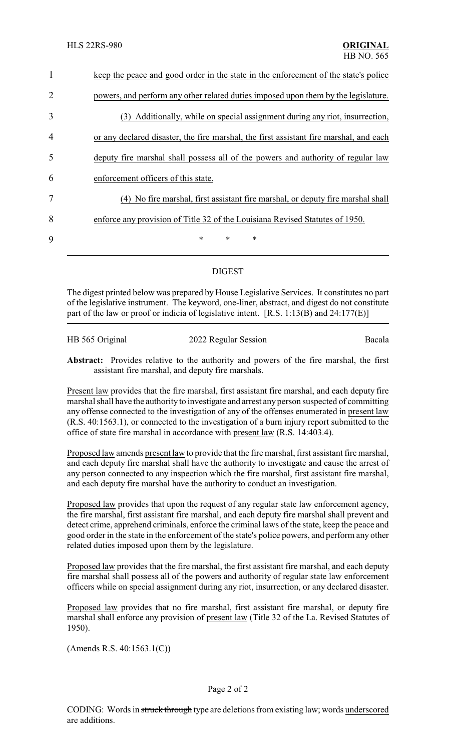keep the peace and good order in the state in the enforcement of the state's police powers, and perform any other related duties imposed upon them by the legislature.

(3) Additionally, while on special assignment during any riot, insurrection, or any declared disaster, the fire marshal, the first assistant fire marshal, and each deputy fire marshal shall possess all of the powers and authority of regular law enforcement officers of this state.

(4) No fire marshal, first assistant fire marshal, or deputy fire marshal shall enforce any provision of Title 32 of the Louisiana Revised Statutes of 1950.

\* \* \*

## DIGEST

The digest printed below was prepared by House Legislative Services. It constitutes no part of the legislative instrument. The keyword, one-liner, abstract, and digest do not constitute part of the law or proof or indicia of legislative intent. [R.S. 1:13(B) and 24:177(E)]

HB 565 Original — 2022 Regular Session — Bacala

**Abstract:** Provides relative to the authority and powers of the fire marshal, the first assistant fire marshal, and deputy fire marshals.

Present law provides that the fire marshal, first assistant fire marshal, and each deputy fire marshal shall have the authority to investigate and arrest any person suspected of committing any offense connected to the investigation of any of the offenses enumerated in present law (R.S. 40:1563.1), or connected to the investigation of a burn injury report submitted to the office of state fire marshal in accordance with present law (R.S. 14:403.4).

Proposed law amends present law to provide that the fire marshal, first assistant fire marshal, and each deputy fire marshal shall have the authority to investigate and cause the arrest of any person connected to any inspection which the fire marshal, first assistant fire marshal, and each deputy fire marshal have the authority to conduct an investigation.

Proposed law provides that upon the request of any regular state law enforcement agency, the fire marshal, first assistant fire marshal, and each deputy fire marshal shall prevent and detect crime, apprehend criminals, enforce the criminal laws of the state, keep the peace and good order in the state in the enforcement of the state's police powers, and perform any other related duties imposed upon them by the legislature.

Proposed law provides that the fire marshal, the first assistant fire marshal, and each deputy fire marshal shall possess all of the powers and authority of regular state law enforcement officers while on special assignment during any riot, insurrection, or any declared disaster.

Proposed law provides that no fire marshal, first assistant fire marshal, or deputy fire marshal shall enforce any provision of present law (Title 32 of the La. Revised Statutes of 1950).

(Amends R.S. 40:1563.1(C))

CODING: Words in struck through type are deletions from existing law; words underscored are additions.